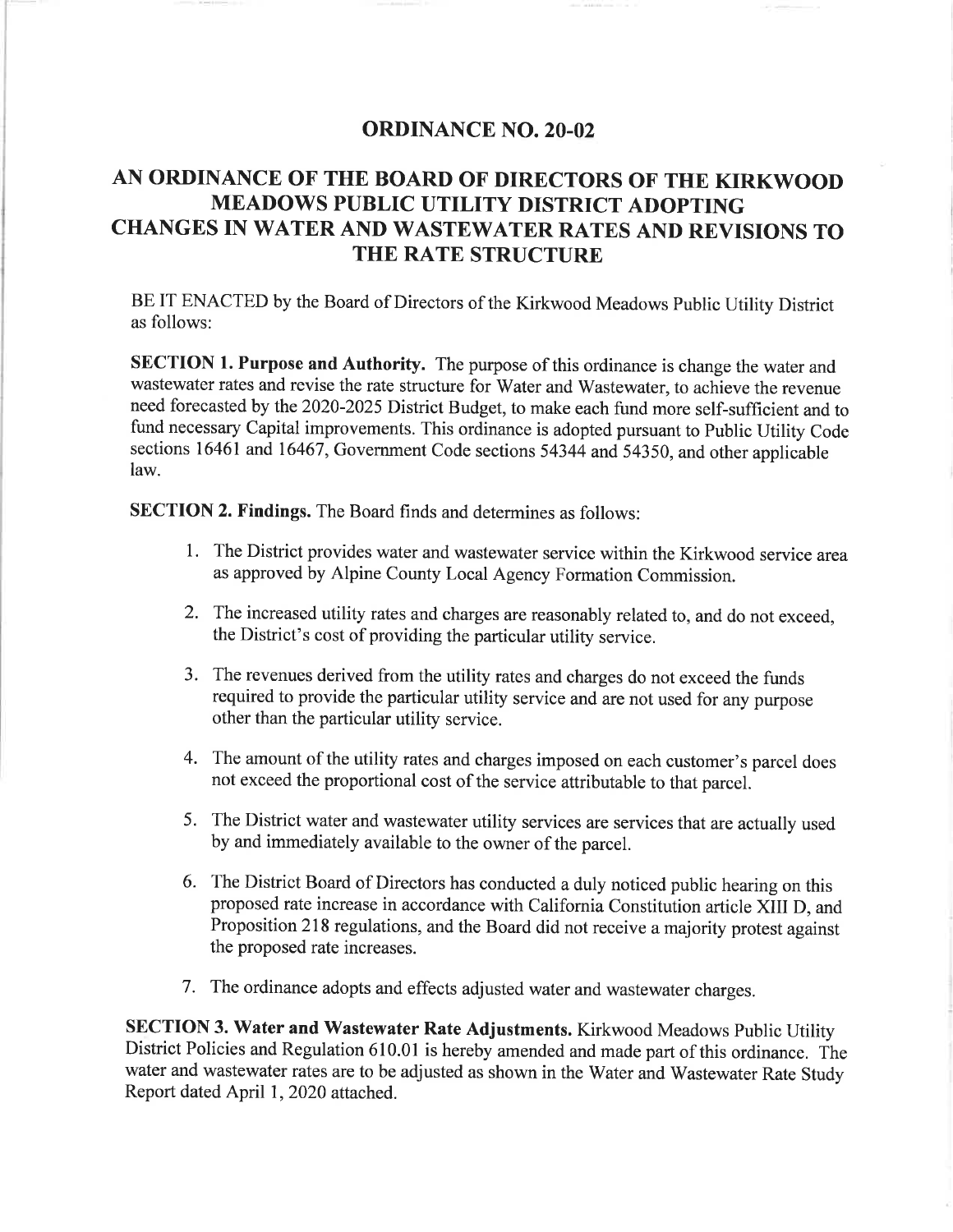# ORDINANCE NO. 20-02

## AN ORDINANCE OF THE BOARD OF DIRECTORS OF THE KIRKWOOD MEADOWS PUBLIC UTILITY DISTRICT ADOPTING CHANGES IN WATER AND WASTEWATER RATES AND REVISIONS TO THE RATE STRUCTURE

BE IT ENACTED by the Board of Directors of the Kirkwood Meadows Public Utility District as follows:

**SECTION 1. Purpose and Authority.** The purpose of this ordinance is change the water and wastewater rates and revise the rate structure for Water and Wastewater, to achieve the revenue need forecasted by the 2020-2025 District Budget, to make each fund more self-sufficient and to fund necessary Capital improvements. This ordinance is adopted pursuant to Public Utility Code sections 16461 and 16467, Government Code sections 54344 and 54350, and other applicable law.

**SECTION 2. Findings.** The Board finds and determines as follows:

1. The District provides water and wastewater service within the Kirkwood service area as approved by Alpine County Local Agency Formation Commission.
2. The increased utility rates and charges are reasonably related to, and do not exceed, the District's cost of providing the particular utility service.
3. The revenues derived from the utility rates and charges do not exceed the funds required to provide the particular utility service and are not used for any purpose other than the particular utility service.
4. The amount of the utility rates and charges imposed on each customer's parcel does not exceed the proportional cost of the service attributable to that parcel.
5. The District water and wastewater utility services are services that are actually used by and immediately available to the owner of the parcel.
6. The District Board of Directors has conducted a duly noticed public hearing on this proposed rate increase in accordance with California Constitution article XIII D, and Proposition 218 regulations, and the Board did not receive a majority protest against the proposed rate increases.
7. The ordinance adopts and effects adjusted water and wastewater charges.

**SECTION 3. Water and Wastewater Rate Adjustments.** Kirkwood Meadows Public Utility District Policies and Regulation 610.01 is hereby amended and made part of this ordinance. The water and wastewater rates are to be adjusted as shown in the Water and Wastewater Rate Study Report dated April 1, 2020 attached.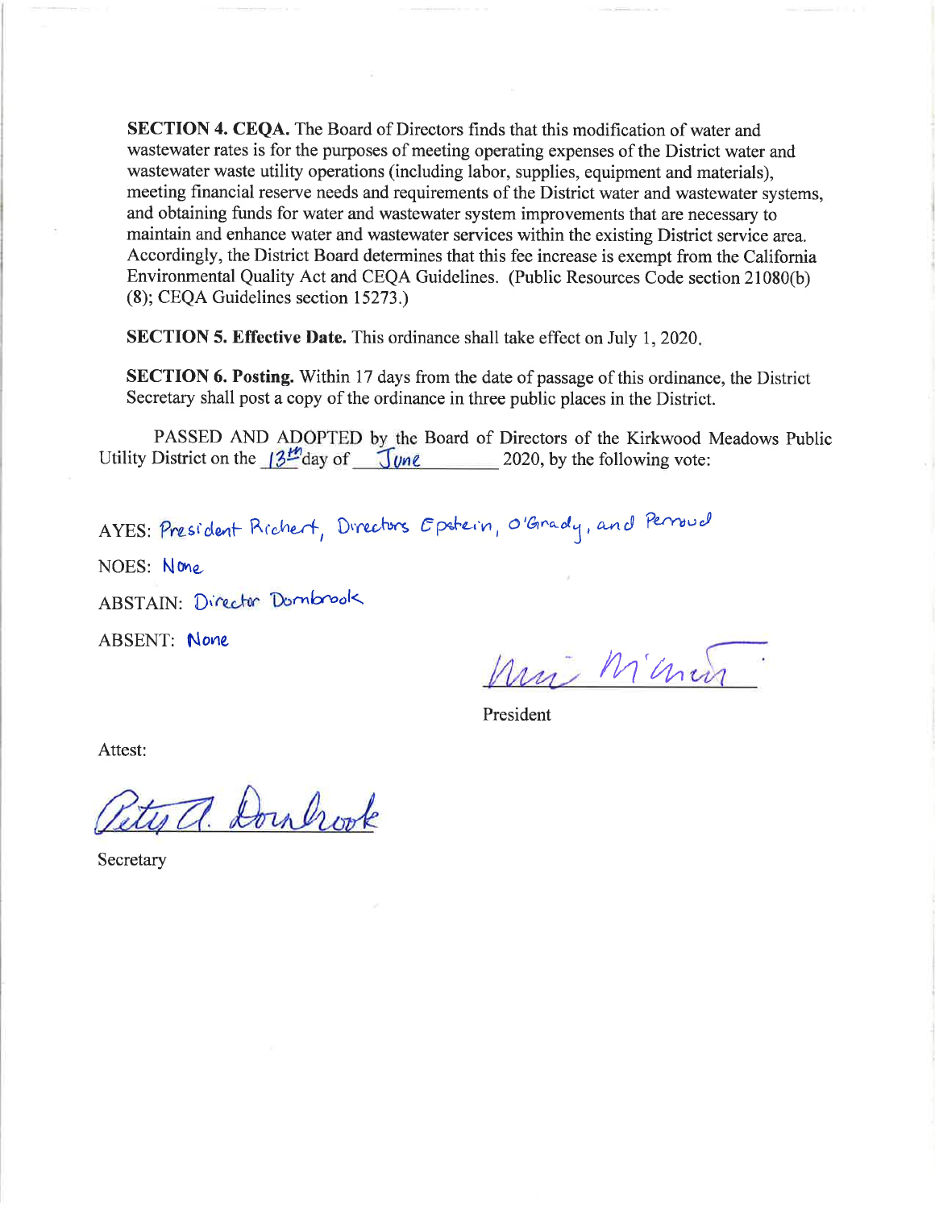**SECTION 4. CEQA.** The Board of Directors finds that this modification of water and wastewater rates is for the purposes of meeting operating expenses of the District water and wastewater waste utility operations (including labor, supplies, equipment and materials), meeting financial reserve needs and requirements of the District water and wastewater systems, and obtaining funds for water and wastewater system improvements that are necessary to maintain and enhance water and wastewater services within the existing District service area. Accordingly, the District Board determines that this fee increase is exempt from the California Environmental Quality Act and CEQA Guidelines. (Public Resources Code section 21080(b) (8); CEQA Guidelines section 15273.)

**SECTION 5. Effective Date.** This ordinance shall take effect on July 1, 2020.

**SECTION 6. Posting.** Within 17 days from the date of passage of this ordinance, the District Secretary shall post a copy of the ordinance in three public places in the District.

PASSED AND ADOPTED by the Board of Directors of the Kirkwood Meadows Public Utility District on the 13th day of June 2020, by the following vote:

AYES: President Richert, Directors Epstein, O'Grady, and Perroud

NOES: None

ABSTAIN: Director Dornbrook

ABSENT: None

President

Attest:

Secretary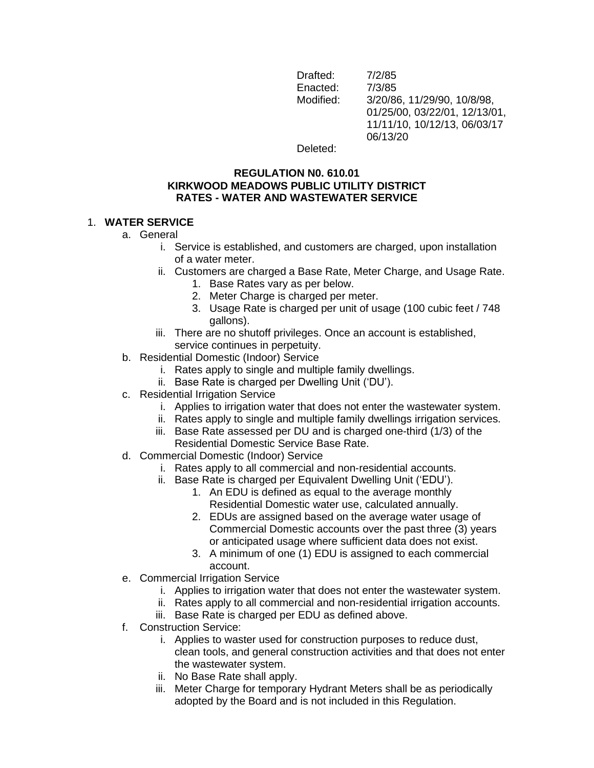Drafted: 7/2/85
Enacted: 7/3/85
Modified: 3/20/86, 11/29/90, 10/8/98, 01/25/00, 03/22/01, 12/13/01, 11/11/10, 10/12/13, 06/03/17 06/13/20
Deleted:

**REGULATION N0. 610.01**
**KIRKWOOD MEADOWS PUBLIC UTILITY DISTRICT**
**RATES - WATER AND WASTEWATER SERVICE**

1. **WATER SERVICE**
   a. General
      i. Service is established, and customers are charged, upon installation of a water meter.
      ii. Customers are charged a Base Rate, Meter Charge, and Usage Rate.
         1. Base Rates vary as per below.
         2. Meter Charge is charged per meter.
         3. Usage Rate is charged per unit of usage (100 cubic feet / 748 gallons).
      iii. There are no shutoff privileges. Once an account is established, service continues in perpetuity.
   b. Residential Domestic (Indoor) Service
      i. Rates apply to single and multiple family dwellings.
      ii. Base Rate is charged per Dwelling Unit ('DU').
   c. Residential Irrigation Service
      i. Applies to irrigation water that does not enter the wastewater system.
      ii. Rates apply to single and multiple family dwellings irrigation services.
      iii. Base Rate assessed per DU and is charged one-third (1/3) of the Residential Domestic Service Base Rate.
   d. Commercial Domestic (Indoor) Service
      i. Rates apply to all commercial and non-residential accounts.
      ii. Base Rate is charged per Equivalent Dwelling Unit ('EDU').
         1. An EDU is defined as equal to the average monthly Residential Domestic water use, calculated annually.
         2. EDUs are assigned based on the average water usage of Commercial Domestic accounts over the past three (3) years or anticipated usage where sufficient data does not exist.
         3. A minimum of one (1) EDU is assigned to each commercial account.
   e. Commercial Irrigation Service
      i. Applies to irrigation water that does not enter the wastewater system.
      ii. Rates apply to all commercial and non-residential irrigation accounts.
      iii. Base Rate is charged per EDU as defined above.
   f. Construction Service:
      i. Applies to waster used for construction purposes to reduce dust, clean tools, and general construction activities and that does not enter the wastewater system.
      ii. No Base Rate shall apply.
      iii. Meter Charge for temporary Hydrant Meters shall be as periodically adopted by the Board and is not included in this Regulation.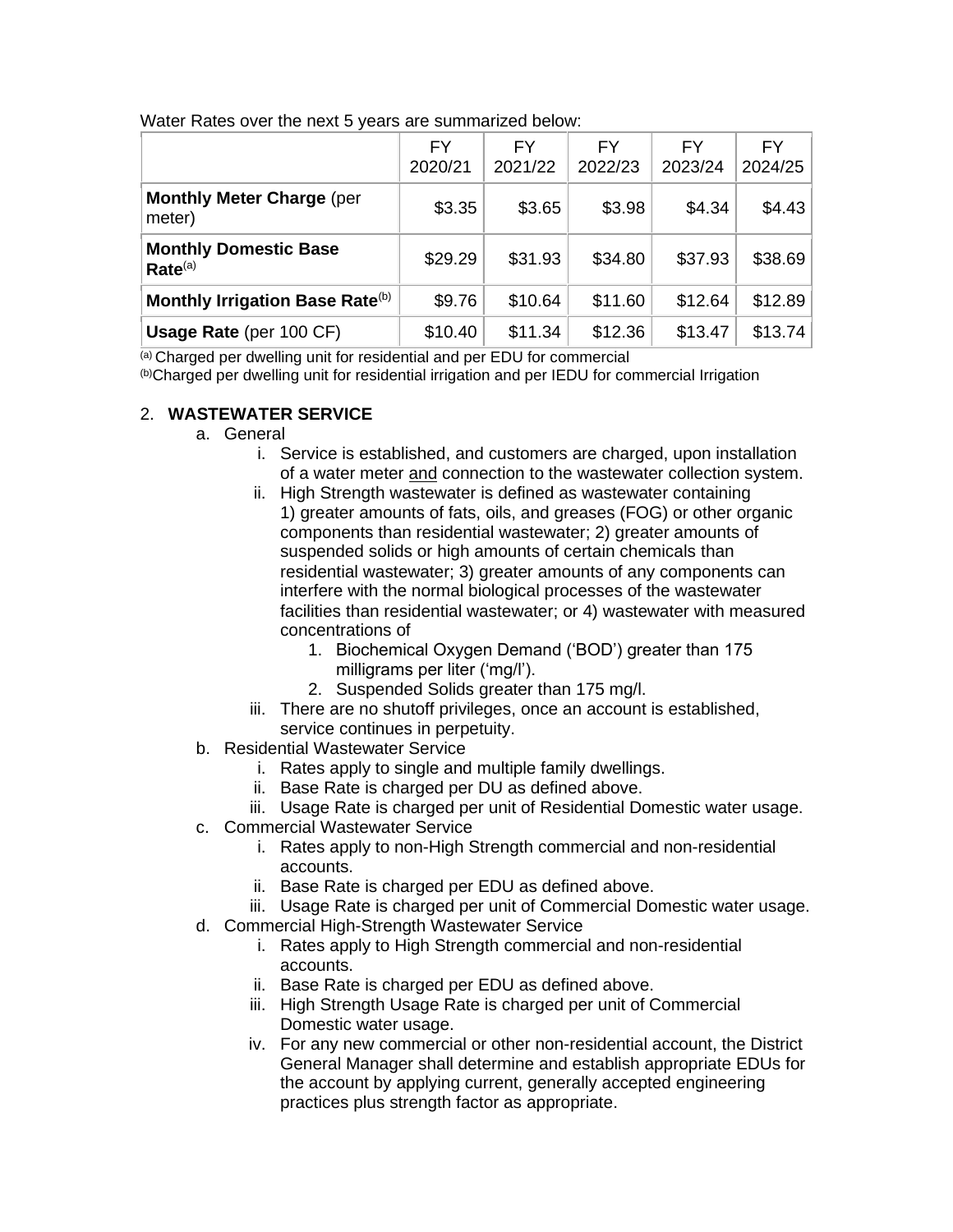Water Rates over the next 5 years are summarized below:

| | FY 2020/21 | FY 2021/22 | FY 2022/23 | FY 2023/24 | FY 2024/25 |
|---|---|---|---|---|---|
| **Monthly Meter Charge** (per meter) | $3.35 | $3.65 | $3.98 | $4.34 | $4.43 |
| **Monthly Domestic Base Rate**[(a)] | $29.29 | $31.93 | $34.80 | $37.93 | $38.69 |
| **Monthly Irrigation Base Rate**[(b)] | $9.76 | $10.64 | $11.60 | $12.64 | $12.89 |
| **Usage Rate** (per 100 CF) | $10.40 | $11.34 | $12.36 | $13.47 | $13.74 |

[(a)] Charged per dwelling unit for residential and per EDU for commercial
[(b)] Charged per dwelling unit for residential irrigation and per IEDU for commercial Irrigation

2. **WASTEWATER SERVICE**
   a. General
      i. Service is established, and customers are charged, upon installation of a water meter <u>and</u> connection to the wastewater collection system.
      ii. High Strength wastewater is defined as wastewater containing 1) greater amounts of fats, oils, and greases (FOG) or other organic components than residential wastewater; 2) greater amounts of suspended solids or high amounts of certain chemicals than residential wastewater; 3) greater amounts of any components can interfere with the normal biological processes of the wastewater facilities than residential wastewater; or 4) wastewater with measured concentrations of
         1. Biochemical Oxygen Demand ('BOD') greater than 175 milligrams per liter ('mg/l').
         2. Suspended Solids greater than 175 mg/l.
      iii. There are no shutoff privileges, once an account is established, service continues in perpetuity.
   b. Residential Wastewater Service
      i. Rates apply to single and multiple family dwellings.
      ii. Base Rate is charged per DU as defined above.
      iii. Usage Rate is charged per unit of Residential Domestic water usage.
   c. Commercial Wastewater Service
      i. Rates apply to non-High Strength commercial and non-residential accounts.
      ii. Base Rate is charged per EDU as defined above.
      iii. Usage Rate is charged per unit of Commercial Domestic water usage.
   d. Commercial High-Strength Wastewater Service
      i. Rates apply to High Strength commercial and non-residential accounts.
      ii. Base Rate is charged per EDU as defined above.
      iii. High Strength Usage Rate is charged per unit of Commercial Domestic water usage.
      iv. For any new commercial or other non-residential account, the District General Manager shall determine and establish appropriate EDUs for the account by applying current, generally accepted engineering practices plus strength factor as appropriate.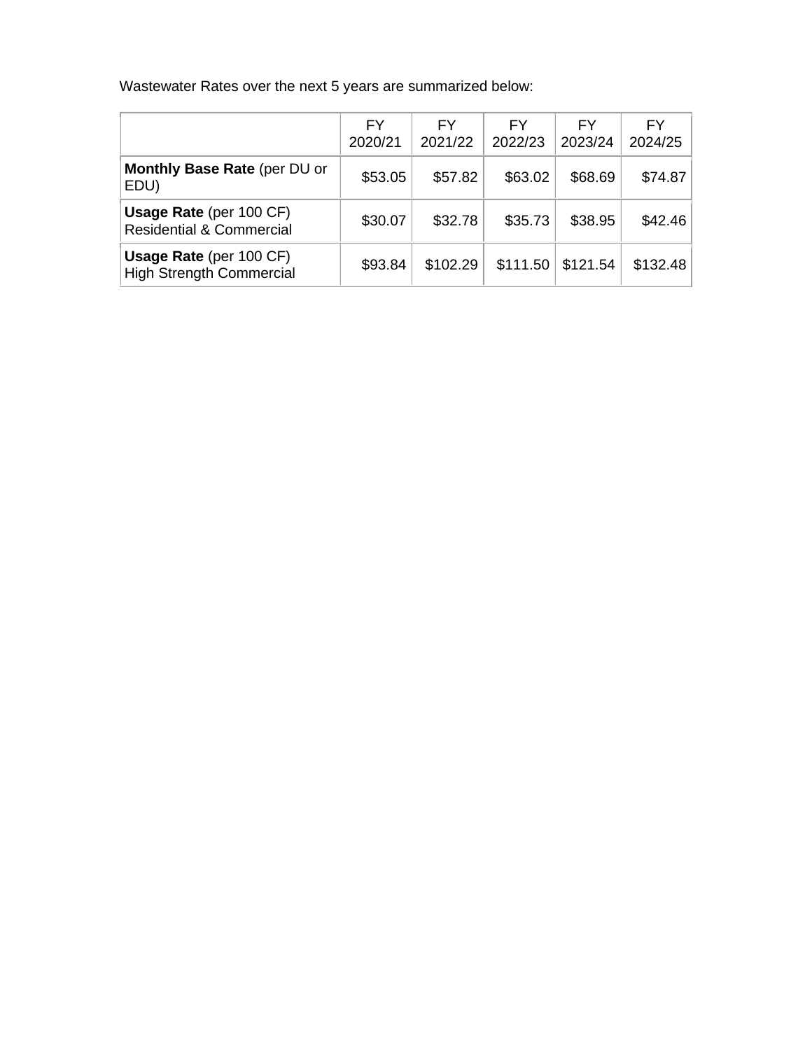Wastewater Rates over the next 5 years are summarized below:

| | FY 2020/21 | FY 2021/22 | FY 2022/23 | FY 2023/24 | FY 2024/25 |
|---|---|---|---|---|---|
| **Monthly Base Rate** (per DU or EDU) | $53.05 | $57.82 | $63.02 | $68.69 | $74.87 |
| **Usage Rate** (per 100 CF) Residential & Commercial | $30.07 | $32.78 | $35.73 | $38.95 | $42.46 |
| **Usage Rate** (per 100 CF) High Strength Commercial | $93.84 | $102.29 | $111.50 | $121.54 | $132.48 |